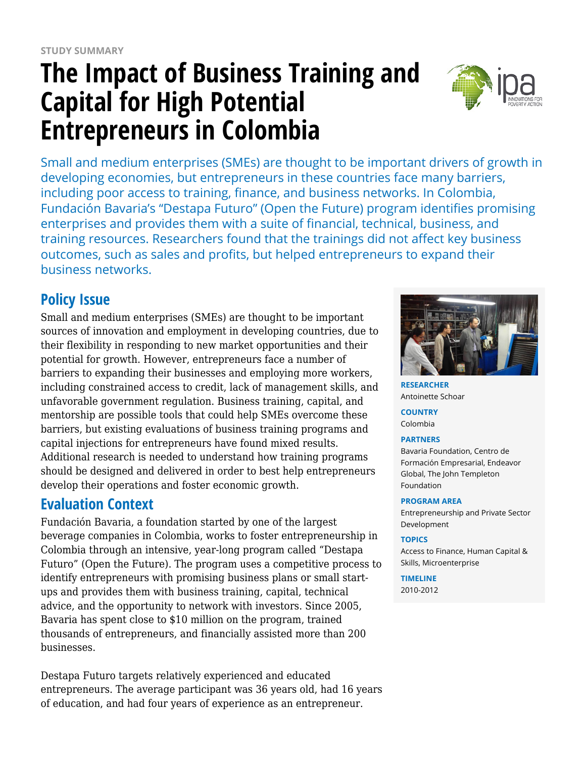STUDY SUMMARY

# The Impact of Business Training and Capital for High Potential Entrepreneurs in Colombia

Small and medium enterprises (SMEs) are thought to be important drivers of growth in developing economies, but entrepreneurs in these countries face many barriers, including poor access to training, finance, and business networks. In Colombia, Fundación Bavaria's "Destapa Futuro" (Open the Future) program identifies promising enterprises and provides them with a suite of financial, technical, business, and training resources. Researchers found that the trainings did not affect key business outcomes, such as sales and profits, but helped entrepreneurs to expand their business networks.

**RESEARCHER**
Antoinette Schoar

**COUNTRY**
Colombia

**PARTNERS**
Bavaria Foundation, Centro de Formación Empresarial, Endeavor Global, The John Templeton Foundation

**PROGRAM AREA**
Entrepreneurship and Private Sector Development

**TOPICS**
Access to Finance, Human Capital & Skills, Microenterprise

**TIMELINE**
2010-2012

## Policy Issue

Small and medium enterprises (SMEs) are thought to be important sources of innovation and employment in developing countries, due to their flexibility in responding to new market opportunities and their potential for growth. However, entrepreneurs face a number of barriers to expanding their businesses and employing more workers, including constrained access to credit, lack of management skills, and unfavorable government regulation. Business training, capital, and mentorship are possible tools that could help SMEs overcome these barriers, but existing evaluations of business training programs and capital injections for entrepreneurs have found mixed results. Additional research is needed to understand how training programs should be designed and delivered in order to best help entrepreneurs develop their operations and foster economic growth.

## Evaluation Context

Fundación Bavaria, a foundation started by one of the largest beverage companies in Colombia, works to foster entrepreneurship in Colombia through an intensive, year-long program called "Destapa Futuro" (Open the Future). The program uses a competitive process to identify entrepreneurs with promising business plans or small start-ups and provides them with business training, capital, technical advice, and the opportunity to network with investors. Since 2005, Bavaria has spent close to $10 million on the program, trained thousands of entrepreneurs, and financially assisted more than 200 businesses.

Destapa Futuro targets relatively experienced and educated entrepreneurs. The average participant was 36 years old, had 16 years of education, and had four years of experience as an entrepreneur.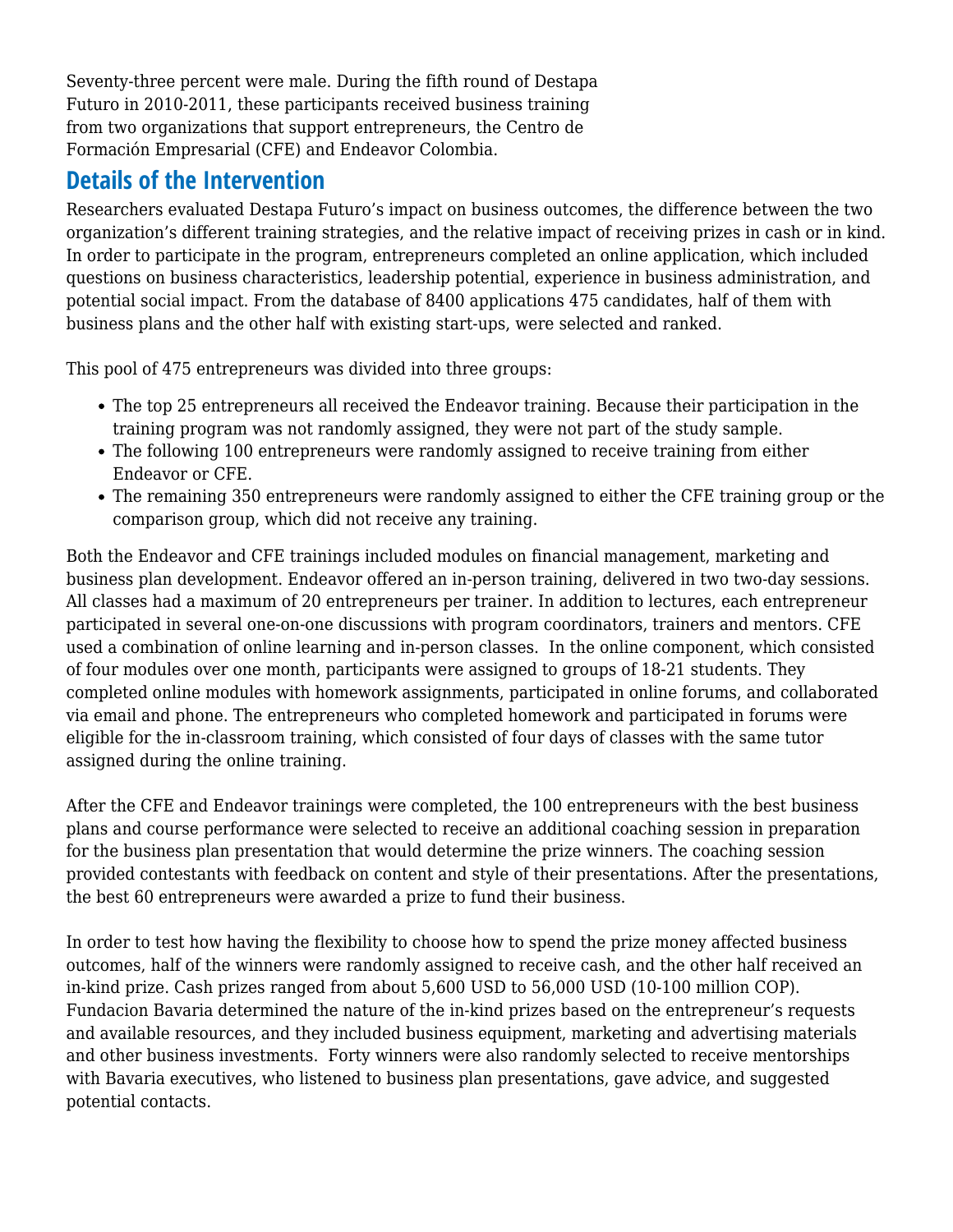Seventy-three percent were male. During the fifth round of Destapa Futuro in 2010-2011, these participants received business training from two organizations that support entrepreneurs, the Centro de Formación Empresarial (CFE) and Endeavor Colombia.

## Details of the Intervention

Researchers evaluated Destapa Futuro's impact on business outcomes, the difference between the two organization's different training strategies, and the relative impact of receiving prizes in cash or in kind. In order to participate in the program, entrepreneurs completed an online application, which included questions on business characteristics, leadership potential, experience in business administration, and potential social impact. From the database of 8400 applications 475 candidates, half of them with business plans and the other half with existing start-ups, were selected and ranked.

This pool of 475 entrepreneurs was divided into three groups:

- The top 25 entrepreneurs all received the Endeavor training. Because their participation in the training program was not randomly assigned, they were not part of the study sample.
- The following 100 entrepreneurs were randomly assigned to receive training from either Endeavor or CFE.
- The remaining 350 entrepreneurs were randomly assigned to either the CFE training group or the comparison group, which did not receive any training.

Both the Endeavor and CFE trainings included modules on financial management, marketing and business plan development. Endeavor offered an in-person training, delivered in two two-day sessions. All classes had a maximum of 20 entrepreneurs per trainer. In addition to lectures, each entrepreneur participated in several one-on-one discussions with program coordinators, trainers and mentors. CFE used a combination of online learning and in-person classes. In the online component, which consisted of four modules over one month, participants were assigned to groups of 18-21 students. They completed online modules with homework assignments, participated in online forums, and collaborated via email and phone. The entrepreneurs who completed homework and participated in forums were eligible for the in-classroom training, which consisted of four days of classes with the same tutor assigned during the online training.

After the CFE and Endeavor trainings were completed, the 100 entrepreneurs with the best business plans and course performance were selected to receive an additional coaching session in preparation for the business plan presentation that would determine the prize winners. The coaching session provided contestants with feedback on content and style of their presentations. After the presentations, the best 60 entrepreneurs were awarded a prize to fund their business.

In order to test how having the flexibility to choose how to spend the prize money affected business outcomes, half of the winners were randomly assigned to receive cash, and the other half received an in-kind prize. Cash prizes ranged from about 5,600 USD to 56,000 USD (10-100 million COP). Fundacion Bavaria determined the nature of the in-kind prizes based on the entrepreneur's requests and available resources, and they included business equipment, marketing and advertising materials and other business investments. Forty winners were also randomly selected to receive mentorships with Bavaria executives, who listened to business plan presentations, gave advice, and suggested potential contacts.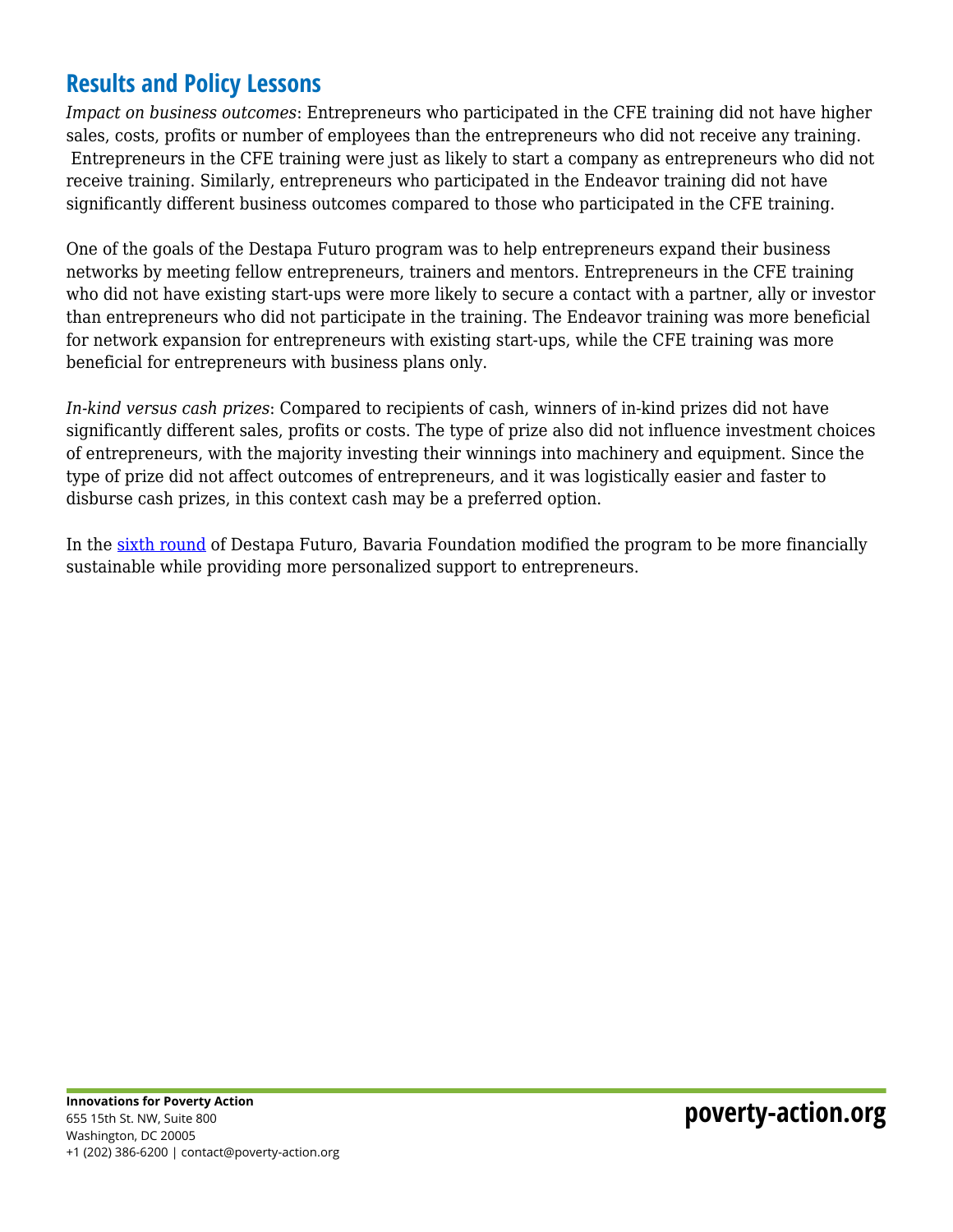## Results and Policy Lessons

*Impact on business outcomes*: Entrepreneurs who participated in the CFE training did not have higher sales, costs, profits or number of employees than the entrepreneurs who did not receive any training. Entrepreneurs in the CFE training were just as likely to start a company as entrepreneurs who did not receive training. Similarly, entrepreneurs who participated in the Endeavor training did not have significantly different business outcomes compared to those who participated in the CFE training.

One of the goals of the Destapa Futuro program was to help entrepreneurs expand their business networks by meeting fellow entrepreneurs, trainers and mentors. Entrepreneurs in the CFE training who did not have existing start-ups were more likely to secure a contact with a partner, ally or investor than entrepreneurs who did not participate in the training. The Endeavor training was more beneficial for network expansion for entrepreneurs with existing start-ups, while the CFE training was more beneficial for entrepreneurs with business plans only.

*In-kind versus cash prizes*: Compared to recipients of cash, winners of in-kind prizes did not have significantly different sales, profits or costs. The type of prize also did not influence investment choices of entrepreneurs, with the majority investing their winnings into machinery and equipment. Since the type of prize did not affect outcomes of entrepreneurs, and it was logistically easier and faster to disburse cash prizes, in this context cash may be a preferred option.

In the sixth round of Destapa Futuro, Bavaria Foundation modified the program to be more financially sustainable while providing more personalized support to entrepreneurs.